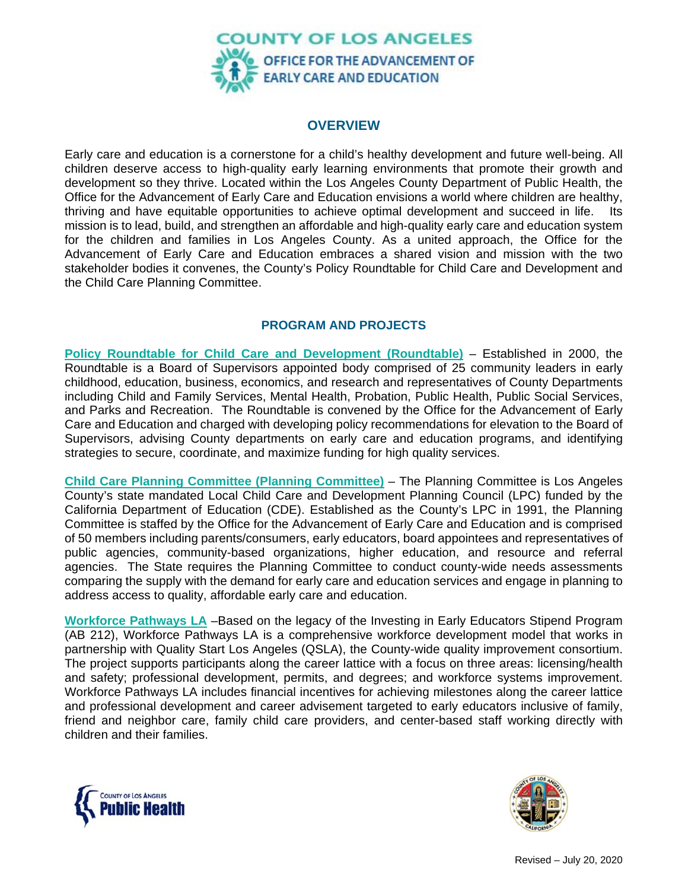# COUNTY OF LOS ANGELES
## OFFICE FOR THE ADVANCEMENT OF EARLY CARE AND EDUCATION

## OVERVIEW

Early care and education is a cornerstone for a child's healthy development and future well-being. All children deserve access to high-quality early learning environments that promote their growth and development so they thrive. Located within the Los Angeles County Department of Public Health, the Office for the Advancement of Early Care and Education envisions a world where children are healthy, thriving and have equitable opportunities to achieve optimal development and succeed in life. Its mission is to lead, build, and strengthen an affordable and high-quality early care and education system for the children and families in Los Angeles County. As a united approach, the Office for the Advancement of Early Care and Education embraces a shared vision and mission with the two stakeholder bodies it convenes, the County's Policy Roundtable for Child Care and Development and the Child Care Planning Committee.

## PROGRAM AND PROJECTS

**Policy Roundtable for Child Care and Development (Roundtable)** – Established in 2000, the Roundtable is a Board of Supervisors appointed body comprised of 25 community leaders in early childhood, education, business, economics, and research and representatives of County Departments including Child and Family Services, Mental Health, Probation, Public Health, Public Social Services, and Parks and Recreation. The Roundtable is convened by the Office for the Advancement of Early Care and Education and charged with developing policy recommendations for elevation to the Board of Supervisors, advising County departments on early care and education programs, and identifying strategies to secure, coordinate, and maximize funding for high quality services.

**Child Care Planning Committee (Planning Committee)** – The Planning Committee is Los Angeles County's state mandated Local Child Care and Development Planning Council (LPC) funded by the California Department of Education (CDE). Established as the County's LPC in 1991, the Planning Committee is staffed by the Office for the Advancement of Early Care and Education and is comprised of 50 members including parents/consumers, early educators, board appointees and representatives of public agencies, community-based organizations, higher education, and resource and referral agencies. The State requires the Planning Committee to conduct county-wide needs assessments comparing the supply with the demand for early care and education services and engage in planning to address access to quality, affordable early care and education.

**Workforce Pathways LA** –Based on the legacy of the Investing in Early Educators Stipend Program (AB 212), Workforce Pathways LA is a comprehensive workforce development model that works in partnership with Quality Start Los Angeles (QSLA), the County-wide quality improvement consortium. The project supports participants along the career lattice with a focus on three areas: licensing/health and safety; professional development, permits, and degrees; and workforce systems improvement. Workforce Pathways LA includes financial incentives for achieving milestones along the career lattice and professional development and career advisement targeted to early educators inclusive of family, friend and neighbor care, family child care providers, and center-based staff working directly with children and their families.

County of Los Angeles Public Health

Revised – July 20, 2020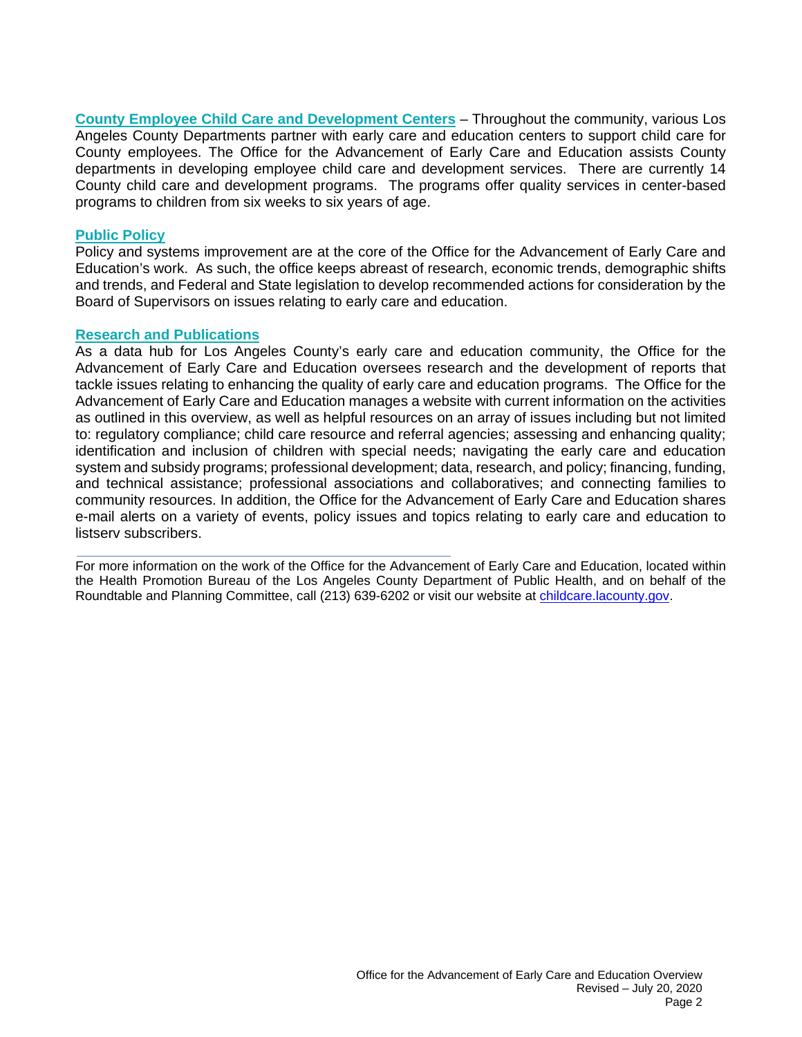**County Employee Child Care and Development Centers** – Throughout the community, various Los Angeles County Departments partner with early care and education centers to support child care for County employees. The Office for the Advancement of Early Care and Education assists County departments in developing employee child care and development services. There are currently 14 County child care and development programs. The programs offer quality services in center-based programs to children from six weeks to six years of age.

## Public Policy

Policy and systems improvement are at the core of the Office for the Advancement of Early Care and Education's work. As such, the office keeps abreast of research, economic trends, demographic shifts and trends, and Federal and State legislation to develop recommended actions for consideration by the Board of Supervisors on issues relating to early care and education.

## Research and Publications

As a data hub for Los Angeles County's early care and education community, the Office for the Advancement of Early Care and Education oversees research and the development of reports that tackle issues relating to enhancing the quality of early care and education programs. The Office for the Advancement of Early Care and Education manages a website with current information on the activities as outlined in this overview, as well as helpful resources on an array of issues including but not limited to: regulatory compliance; child care resource and referral agencies; assessing and enhancing quality; identification and inclusion of children with special needs; navigating the early care and education system and subsidy programs; professional development; data, research, and policy; financing, funding, and technical assistance; professional associations and collaboratives; and connecting families to community resources. In addition, the Office for the Advancement of Early Care and Education shares e-mail alerts on a variety of events, policy issues and topics relating to early care and education to listserv subscribers.

---

For more information on the work of the Office for the Advancement of Early Care and Education, located within the Health Promotion Bureau of the Los Angeles County Department of Public Health, and on behalf of the Roundtable and Planning Committee, call (213) 639-6202 or visit our website at childcare.lacounty.gov.